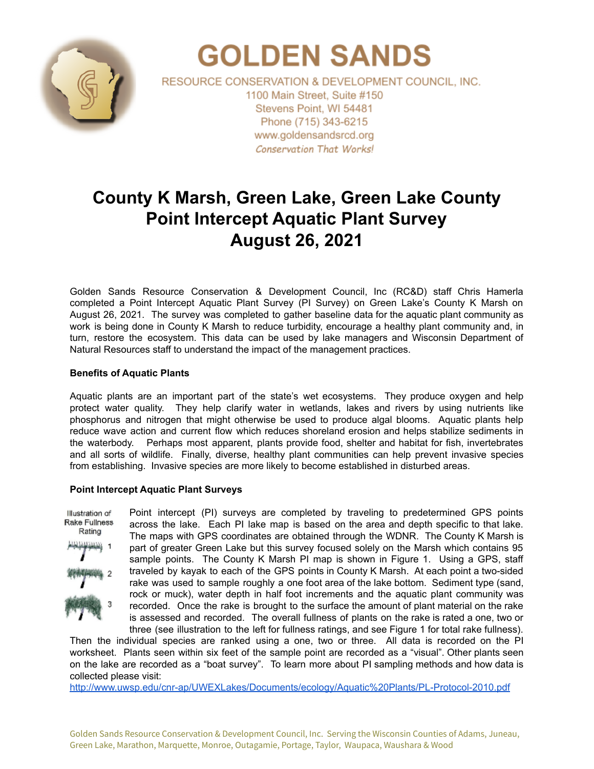# GOLDEN SANDS

RESOURCE CONSERVATION & DEVELOPMENT COUNCIL, INC.
1100 Main Street, Suite #150
Stevens Point, WI 54481
Phone (715) 343-6215
www.goldensandsrcd.org
*Conservation That Works!*

# County K Marsh, Green Lake, Green Lake County
# Point Intercept Aquatic Plant Survey
# August 26, 2021

Golden Sands Resource Conservation & Development Council, Inc (RC&D) staff Chris Hamerla completed a Point Intercept Aquatic Plant Survey (PI Survey) on Green Lake's County K Marsh on August 26, 2021. The survey was completed to gather baseline data for the aquatic plant community as work is being done in County K Marsh to reduce turbidity, encourage a healthy plant community and, in turn, restore the ecosystem. This data can be used by lake managers and Wisconsin Department of Natural Resources staff to understand the impact of the management practices.

**Benefits of Aquatic Plants**

Aquatic plants are an important part of the state's wet ecosystems. They produce oxygen and help protect water quality. They help clarify water in wetlands, lakes and rivers by using nutrients like phosphorus and nitrogen that might otherwise be used to produce algal blooms. Aquatic plants help reduce wave action and current flow which reduces shoreland erosion and helps stabilize sediments in the waterbody. Perhaps most apparent, plants provide food, shelter and habitat for fish, invertebrates and all sorts of wildlife. Finally, diverse, healthy plant communities can help prevent invasive species from establishing. Invasive species are more likely to become established in disturbed areas.

**Point Intercept Aquatic Plant Surveys**

Illustration of Rake Fullness Rating

1

2

3

Point intercept (PI) surveys are completed by traveling to predetermined GPS points across the lake. Each PI lake map is based on the area and depth specific to that lake. The maps with GPS coordinates are obtained through the WDNR. The County K Marsh is part of greater Green Lake but this survey focused solely on the Marsh which contains 95 sample points. The County K Marsh PI map is shown in Figure 1. Using a GPS, staff traveled by kayak to each of the GPS points in County K Marsh. At each point a two-sided rake was used to sample roughly a one foot area of the lake bottom. Sediment type (sand, rock or muck), water depth in half foot increments and the aquatic plant community was recorded. Once the rake is brought to the surface the amount of plant material on the rake is assessed and recorded. The overall fullness of plants on the rake is rated a one, two or three (see illustration to the left for fullness ratings, and see Figure 1 for total rake fullness). Then the individual species are ranked using a one, two or three. All data is recorded on the PI worksheet. Plants seen within six feet of the sample point are recorded as a "visual". Other plants seen on the lake are recorded as a "boat survey". To learn more about PI sampling methods and how data is collected please visit:
http://www.uwsp.edu/cnr-ap/UWEXLakes/Documents/ecology/Aquatic%20Plants/PL-Protocol-2010.pdf

Golden Sands Resource Conservation & Development Council, Inc. Serving the Wisconsin Counties of Adams, Juneau, Green Lake, Marathon, Marquette, Monroe, Outagamie, Portage, Taylor, Waupaca, Waushara & Wood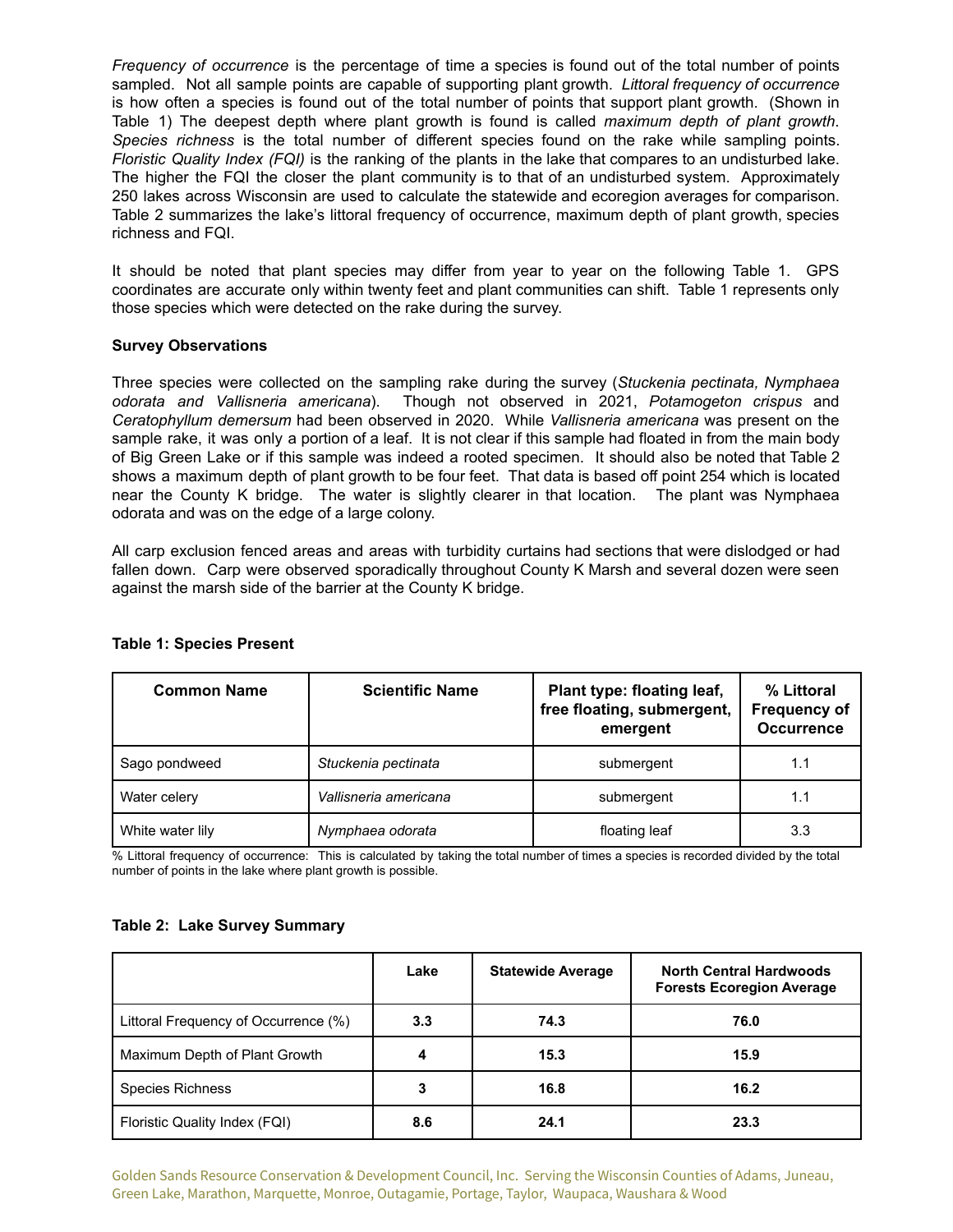*Frequency of occurrence* is the percentage of time a species is found out of the total number of points sampled. Not all sample points are capable of supporting plant growth. *Littoral frequency of occurrence* is how often a species is found out of the total number of points that support plant growth. (Shown in Table 1) The deepest depth where plant growth is found is called *maximum depth of plant growth*. *Species richness* is the total number of different species found on the rake while sampling points. *Floristic Quality Index (FQI)* is the ranking of the plants in the lake that compares to an undisturbed lake. The higher the FQI the closer the plant community is to that of an undisturbed system. Approximately 250 lakes across Wisconsin are used to calculate the statewide and ecoregion averages for comparison. Table 2 summarizes the lake's littoral frequency of occurrence, maximum depth of plant growth, species richness and FQI.

It should be noted that plant species may differ from year to year on the following Table 1. GPS coordinates are accurate only within twenty feet and plant communities can shift. Table 1 represents only those species which were detected on the rake during the survey.

**Survey Observations**

Three species were collected on the sampling rake during the survey (*Stuckenia pectinata, Nymphaea odorata and Vallisneria americana*). Though not observed in 2021, *Potamogeton crispus* and *Ceratophyllum demersum* had been observed in 2020. While *Vallisneria americana* was present on the sample rake, it was only a portion of a leaf. It is not clear if this sample had floated in from the main body of Big Green Lake or if this sample was indeed a rooted specimen. It should also be noted that Table 2 shows a maximum depth of plant growth to be four feet. That data is based off point 254 which is located near the County K bridge. The water is slightly clearer in that location. The plant was Nymphaea odorata and was on the edge of a large colony.

All carp exclusion fenced areas and areas with turbidity curtains had sections that were dislodged or had fallen down. Carp were observed sporadically throughout County K Marsh and several dozen were seen against the marsh side of the barrier at the County K bridge.

**Table 1: Species Present**

| Common Name | Scientific Name | Plant type: floating leaf, free floating, submergent, emergent | % Littoral Frequency of Occurrence |
|---|---|---|---|
| Sago pondweed | *Stuckenia pectinata* | submergent | 1.1 |
| Water celery | *Vallisneria americana* | submergent | 1.1 |
| White water lily | *Nymphaea odorata* | floating leaf | 3.3 |

% Littoral frequency of occurrence: This is calculated by taking the total number of times a species is recorded divided by the total number of points in the lake where plant growth is possible.

**Table 2: Lake Survey Summary**

| | Lake | Statewide Average | North Central Hardwoods Forests Ecoregion Average |
|---|---|---|---|
| Littoral Frequency of Occurrence (%) | **3.3** | **74.3** | **76.0** |
| Maximum Depth of Plant Growth | **4** | **15.3** | **15.9** |
| Species Richness | **3** | **16.8** | **16.2** |
| Floristic Quality Index (FQI) | **8.6** | **24.1** | **23.3** |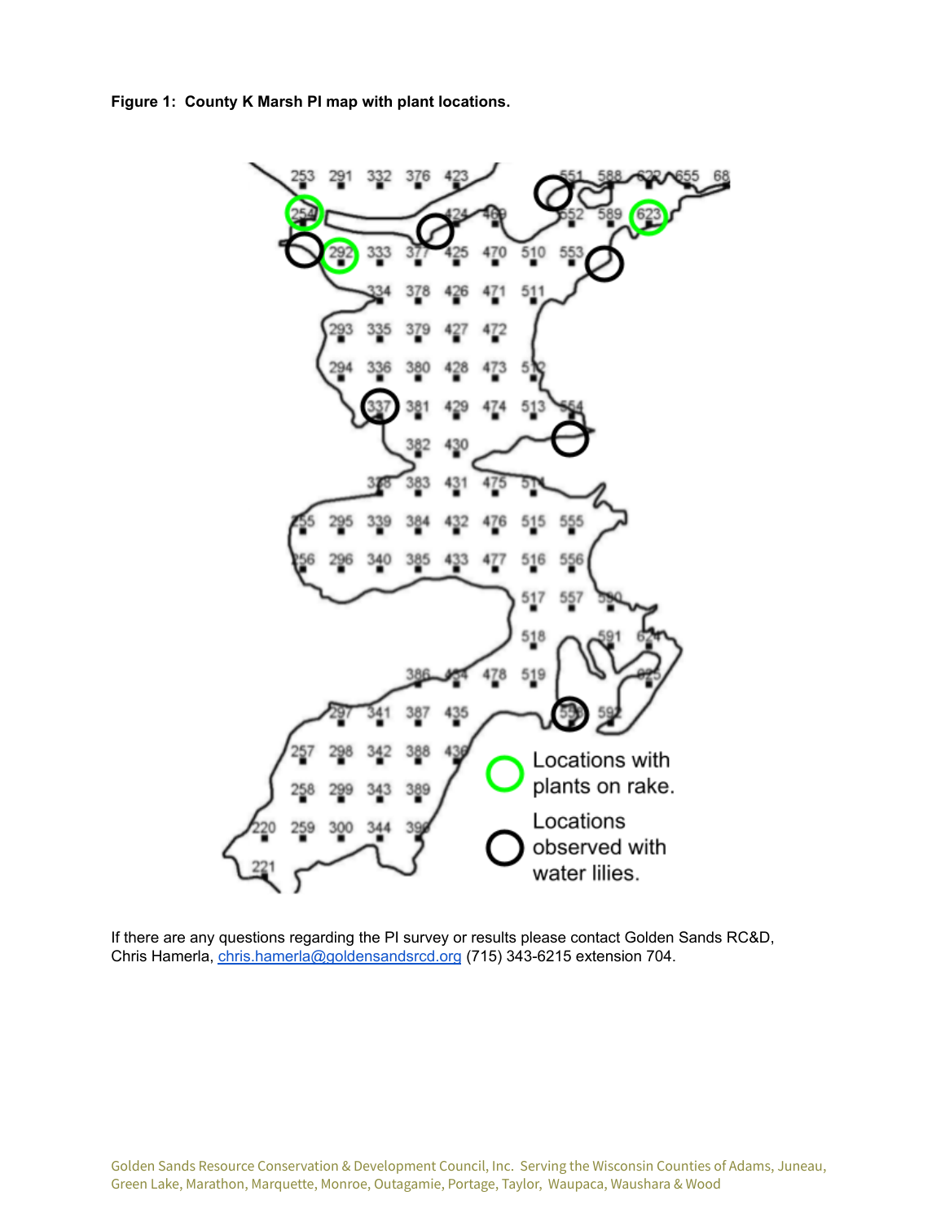**Figure 1: County K Marsh PI map with plant locations.**

Locations with plants on rake.

Locations observed with water lilies.

If there are any questions regarding the PI survey or results please contact Golden Sands RC&D, Chris Hamerla, [chris.hamerla@goldensandsrcd.org](mailto:chris.hamerla@goldensandsrcd.org) (715) 343-6215 extension 704.